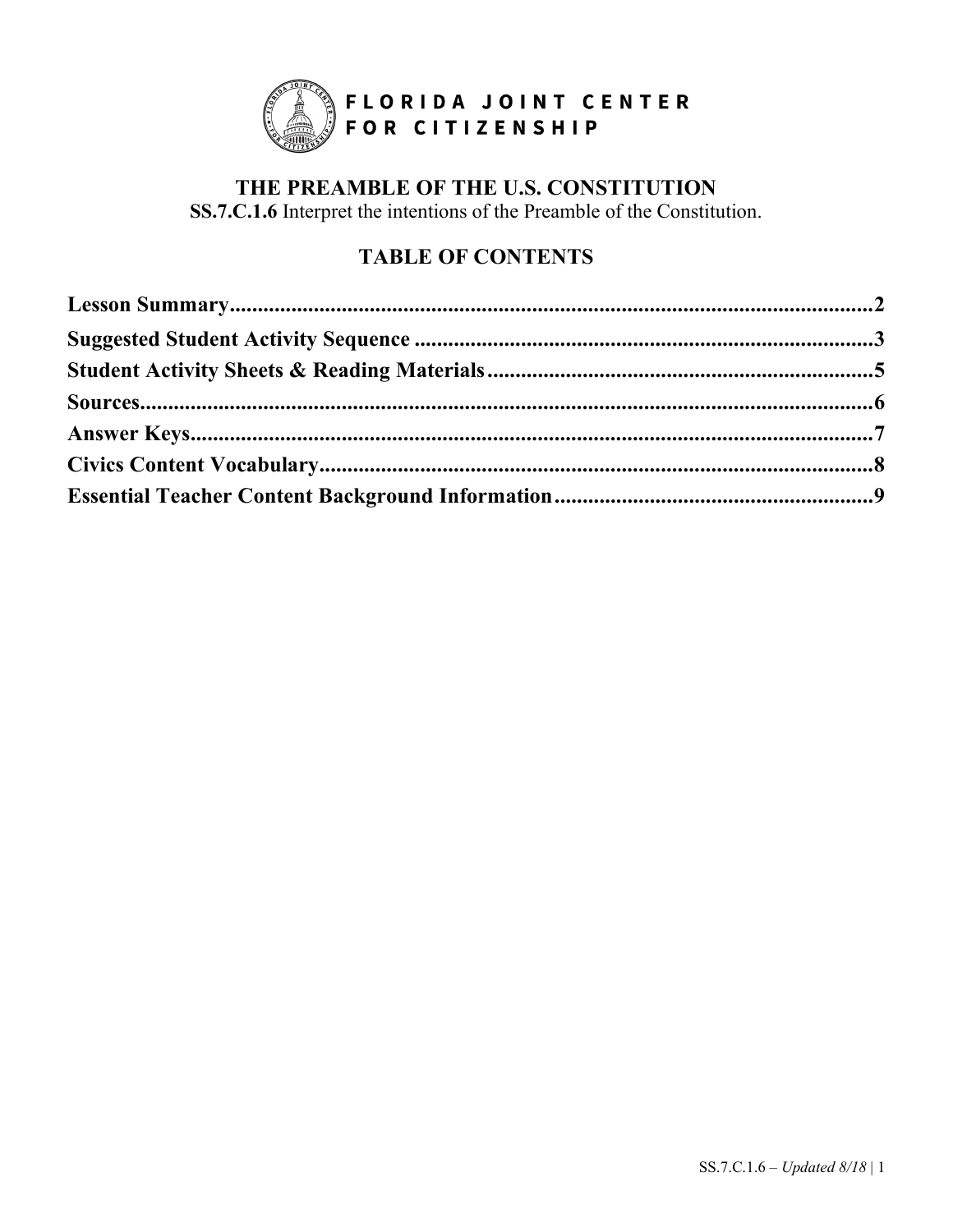FLORIDA JOINT CENTER FOR CITIZENSHIP

# THE PREAMBLE OF THE U.S. CONSTITUTION

**SS.7.C.1.6** Interpret the intentions of the Preamble of the Constitution.

## TABLE OF CONTENTS

**Lesson Summary**......................................................................................................2
**Suggested Student Activity Sequence**...................................................................3
**Student Activity Sheets & Reading Materials**......................................................5
**Sources**.....................................................................................................................6
**Answer Keys**.............................................................................................................7
**Civics Content Vocabulary**......................................................................................8
**Essential Teacher Content Background Information**..........................................9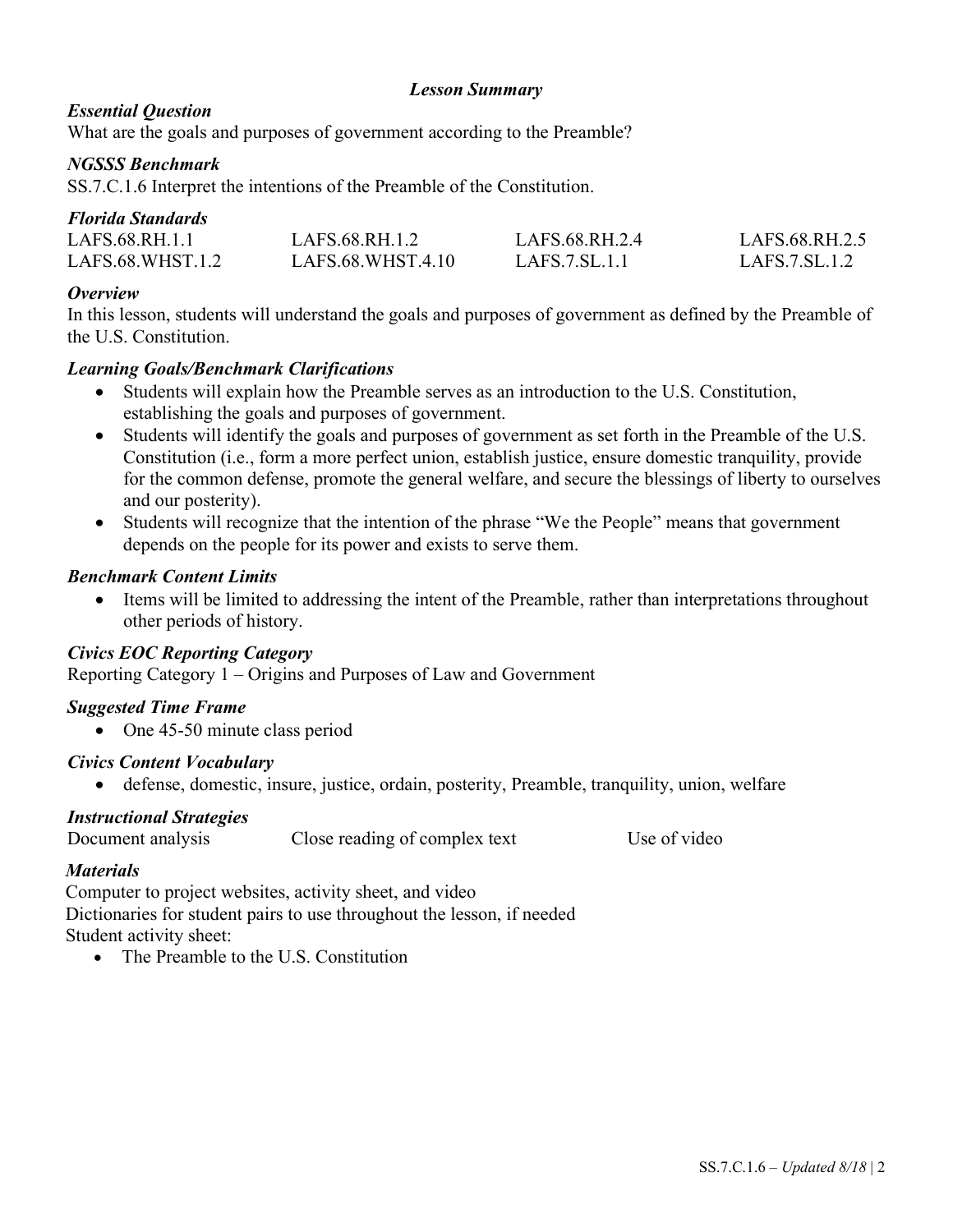## *Lesson Summary*

### *Essential Question*

What are the goals and purposes of government according to the Preamble?

### *NGSSS Benchmark*

SS.7.C.1.6 Interpret the intentions of the Preamble of the Constitution.

### *Florida Standards*

| | | | |
|---|---|---|---|
| LAFS.68.RH.1.1 | LAFS.68.RH.1.2 | LAFS.68.RH.2.4 | LAFS.68.RH.2.5 |
| LAFS.68.WHST.1.2 | LAFS.68.WHST.4.10 | LAFS.7.SL.1.1 | LAFS.7.SL.1.2 |

### *Overview*

In this lesson, students will understand the goals and purposes of government as defined by the Preamble of the U.S. Constitution.

### *Learning Goals/Benchmark Clarifications*

- Students will explain how the Preamble serves as an introduction to the U.S. Constitution, establishing the goals and purposes of government.
- Students will identify the goals and purposes of government as set forth in the Preamble of the U.S. Constitution (i.e., form a more perfect union, establish justice, ensure domestic tranquility, provide for the common defense, promote the general welfare, and secure the blessings of liberty to ourselves and our posterity).
- Students will recognize that the intention of the phrase "We the People" means that government depends on the people for its power and exists to serve them.

### *Benchmark Content Limits*

- Items will be limited to addressing the intent of the Preamble, rather than interpretations throughout other periods of history.

### *Civics EOC Reporting Category*

Reporting Category 1 – Origins and Purposes of Law and Government

### *Suggested Time Frame*

- One 45-50 minute class period

### *Civics Content Vocabulary*

- defense, domestic, insure, justice, ordain, posterity, Preamble, tranquility, union, welfare

### *Instructional Strategies*

Document analysis  
Close reading of complex text  
Use of video

### *Materials*

Computer to project websites, activity sheet, and video  
Dictionaries for student pairs to use throughout the lesson, if needed  
Student activity sheet:

- The Preamble to the U.S. Constitution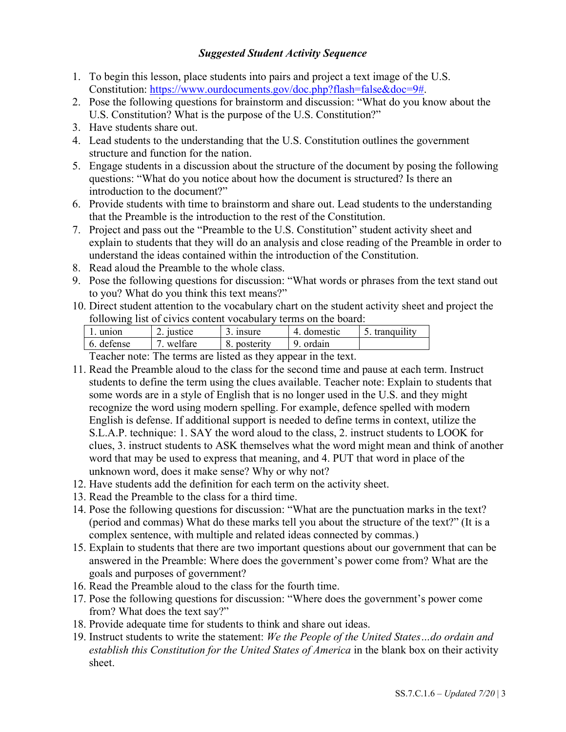***Suggested Student Activity Sequence***

1. To begin this lesson, place students into pairs and project a text image of the U.S. Constitution: https://www.ourdocuments.gov/doc.php?flash=false&doc=9#.
2. Pose the following questions for brainstorm and discussion: "What do you know about the U.S. Constitution? What is the purpose of the U.S. Constitution?"
3. Have students share out.
4. Lead students to the understanding that the U.S. Constitution outlines the government structure and function for the nation.
5. Engage students in a discussion about the structure of the document by posing the following questions: "What do you notice about how the document is structured? Is there an introduction to the document?"
6. Provide students with time to brainstorm and share out. Lead students to the understanding that the Preamble is the introduction to the rest of the Constitution.
7. Project and pass out the "Preamble to the U.S. Constitution" student activity sheet and explain to students that they will do an analysis and close reading of the Preamble in order to understand the ideas contained within the introduction of the Constitution.
8. Read aloud the Preamble to the whole class.
9. Pose the following questions for discussion: "What words or phrases from the text stand out to you? What do you think this text means?"
10. Direct student attention to the vocabulary chart on the student activity sheet and project the following list of civics content vocabulary terms on the board:

| 1. union | 2. justice | 3. insure | 4. domestic | 5. tranquility |
|---|---|---|---|---|
| 6. defense | 7. welfare | 8. posterity | 9. ordain | |

    Teacher note: The terms are listed as they appear in the text.

11. Read the Preamble aloud to the class for the second time and pause at each term. Instruct students to define the term using the clues available. Teacher note: Explain to students that some words are in a style of English that is no longer used in the U.S. and they might recognize the word using modern spelling. For example, defence spelled with modern English is defense. If additional support is needed to define terms in context, utilize the S.L.A.P. technique: 1. SAY the word aloud to the class, 2. instruct students to LOOK for clues, 3. instruct students to ASK themselves what the word might mean and think of another word that may be used to express that meaning, and 4. PUT that word in place of the unknown word, does it make sense? Why or why not?
12. Have students add the definition for each term on the activity sheet.
13. Read the Preamble to the class for a third time.
14. Pose the following questions for discussion: "What are the punctuation marks in the text? (period and commas) What do these marks tell you about the structure of the text?" (It is a complex sentence, with multiple and related ideas connected by commas.)
15. Explain to students that there are two important questions about our government that can be answered in the Preamble: Where does the government's power come from? What are the goals and purposes of government?
16. Read the Preamble aloud to the class for the fourth time.
17. Pose the following questions for discussion: "Where does the government's power come from? What does the text say?"
18. Provide adequate time for students to think and share out ideas.
19. Instruct students to write the statement: *We the People of the United States…do ordain and establish this Constitution for the United States of America* in the blank box on their activity sheet.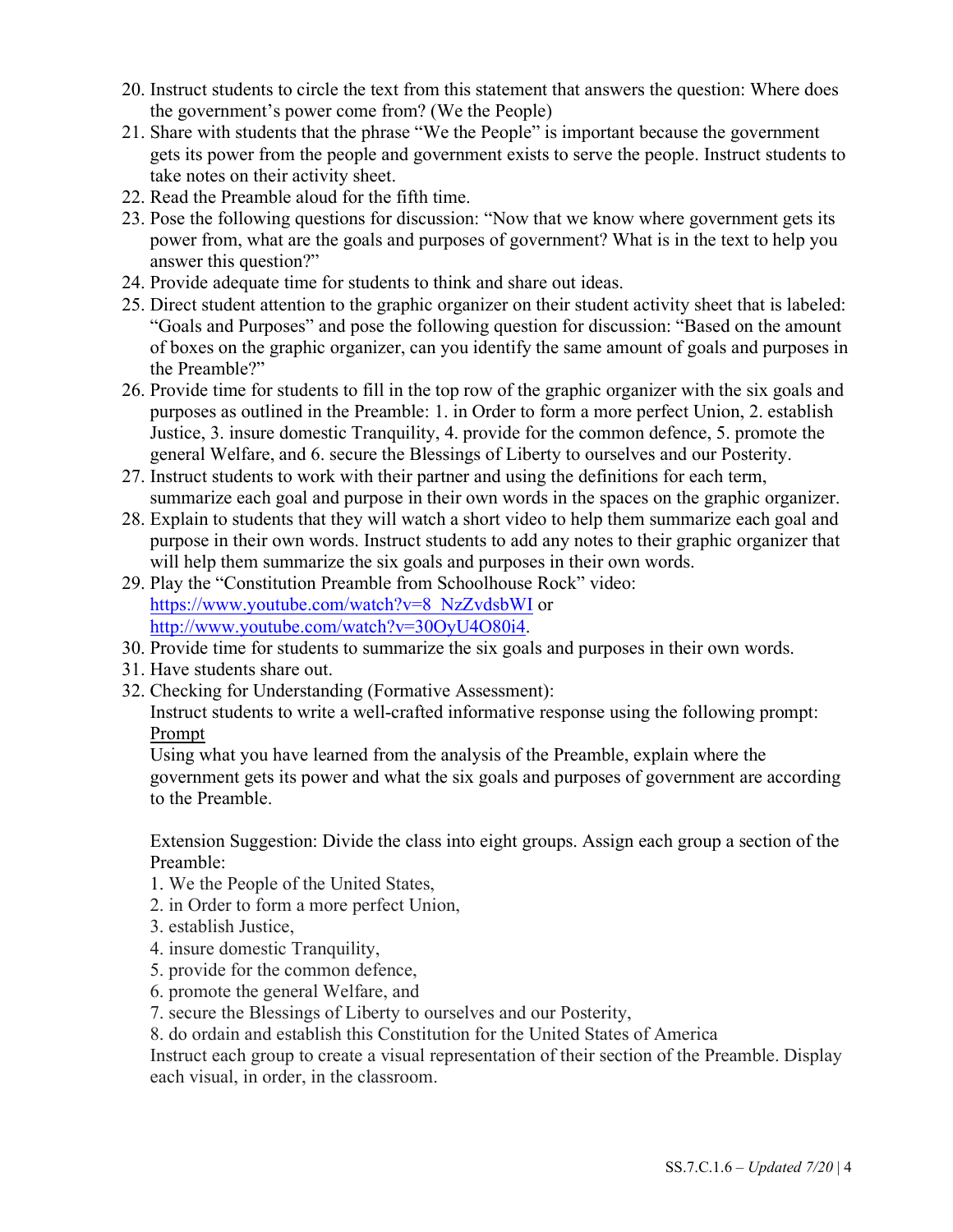20. Instruct students to circle the text from this statement that answers the question: Where does the government's power come from? (We the People)
21. Share with students that the phrase "We the People" is important because the government gets its power from the people and government exists to serve the people. Instruct students to take notes on their activity sheet.
22. Read the Preamble aloud for the fifth time.
23. Pose the following questions for discussion: "Now that we know where government gets its power from, what are the goals and purposes of government? What is in the text to help you answer this question?"
24. Provide adequate time for students to think and share out ideas.
25. Direct student attention to the graphic organizer on their student activity sheet that is labeled: "Goals and Purposes" and pose the following question for discussion: "Based on the amount of boxes on the graphic organizer, can you identify the same amount of goals and purposes in the Preamble?"
26. Provide time for students to fill in the top row of the graphic organizer with the six goals and purposes as outlined in the Preamble: 1. in Order to form a more perfect Union, 2. establish Justice, 3. insure domestic Tranquility, 4. provide for the common defence, 5. promote the general Welfare, and 6. secure the Blessings of Liberty to ourselves and our Posterity.
27. Instruct students to work with their partner and using the definitions for each term, summarize each goal and purpose in their own words in the spaces on the graphic organizer.
28. Explain to students that they will watch a short video to help them summarize each goal and purpose in their own words. Instruct students to add any notes to their graphic organizer that will help them summarize the six goals and purposes in their own words.
29. Play the "Constitution Preamble from Schoolhouse Rock" video: https://www.youtube.com/watch?v=8_NzZvdsbWI or http://www.youtube.com/watch?v=30OyU4O80i4.
30. Provide time for students to summarize the six goals and purposes in their own words.
31. Have students share out.
32. Checking for Understanding (Formative Assessment):
    Instruct students to write a well-crafted informative response using the following prompt:
    <u>Prompt</u>
    Using what you have learned from the analysis of the Preamble, explain where the government gets its power and what the six goals and purposes of government are according to the Preamble.

    Extension Suggestion: Divide the class into eight groups. Assign each group a section of the Preamble:
    1. We the People of the United States,
    2. in Order to form a more perfect Union,
    3. establish Justice,
    4. insure domestic Tranquility,
    5. provide for the common defence,
    6. promote the general Welfare, and
    7. secure the Blessings of Liberty to ourselves and our Posterity,
    8. do ordain and establish this Constitution for the United States of America
    
    Instruct each group to create a visual representation of their section of the Preamble. Display each visual, in order, in the classroom.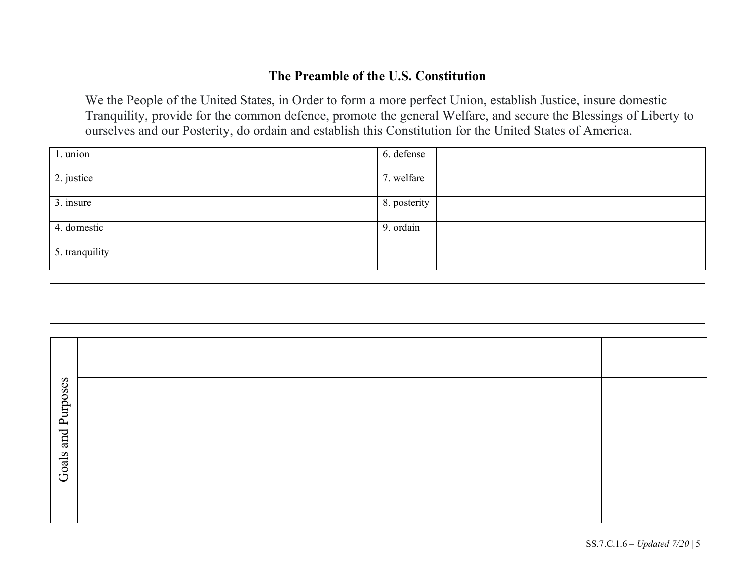### The Preamble of the U.S. Constitution

We the People of the United States, in Order to form a more perfect Union, establish Justice, insure domestic Tranquility, provide for the common defence, promote the general Welfare, and secure the Blessings of Liberty to ourselves and our Posterity, do ordain and establish this Constitution for the United States of America.

| | | | |
|---|---|---|---|
| 1. union | | 6. defense | |
| 2. justice | | 7. welfare | |
| 3. insure | | 8. posterity | |
| 4. domestic | | 9. ordain | |
| 5. tranquility | | | |

| |
|---|
| |

| Goals and Purposes | | | | | | |
|---|---|---|---|---|---|---|
| | | | | | | |
| | | | | | | |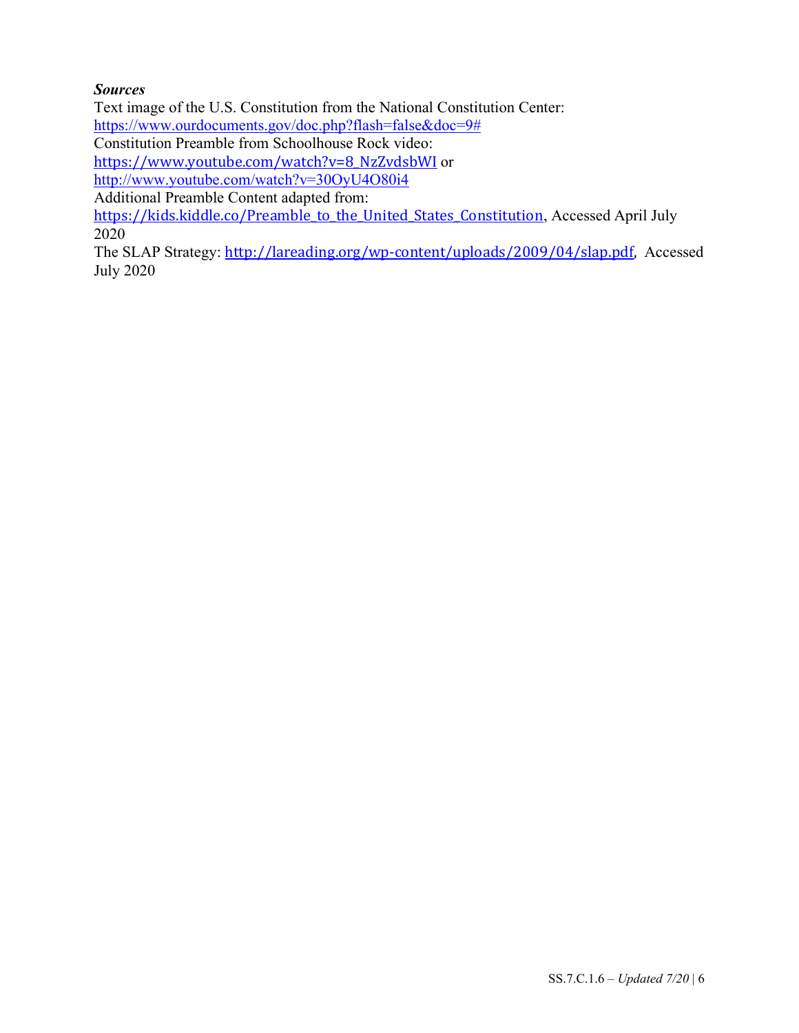***Sources***

Text image of the U.S. Constitution from the National Constitution Center:
https://www.ourdocuments.gov/doc.php?flash=false&doc=9#
Constitution Preamble from Schoolhouse Rock video:
https://www.youtube.com/watch?v=8_NzZvdsbWI or
http://www.youtube.com/watch?v=30OyU4O80i4
Additional Preamble Content adapted from:
https://kids.kiddle.co/Preamble_to_the_United_States_Constitution, Accessed April July 2020
The SLAP Strategy: http://lareading.org/wp-content/uploads/2009/04/slap.pdf, Accessed July 2020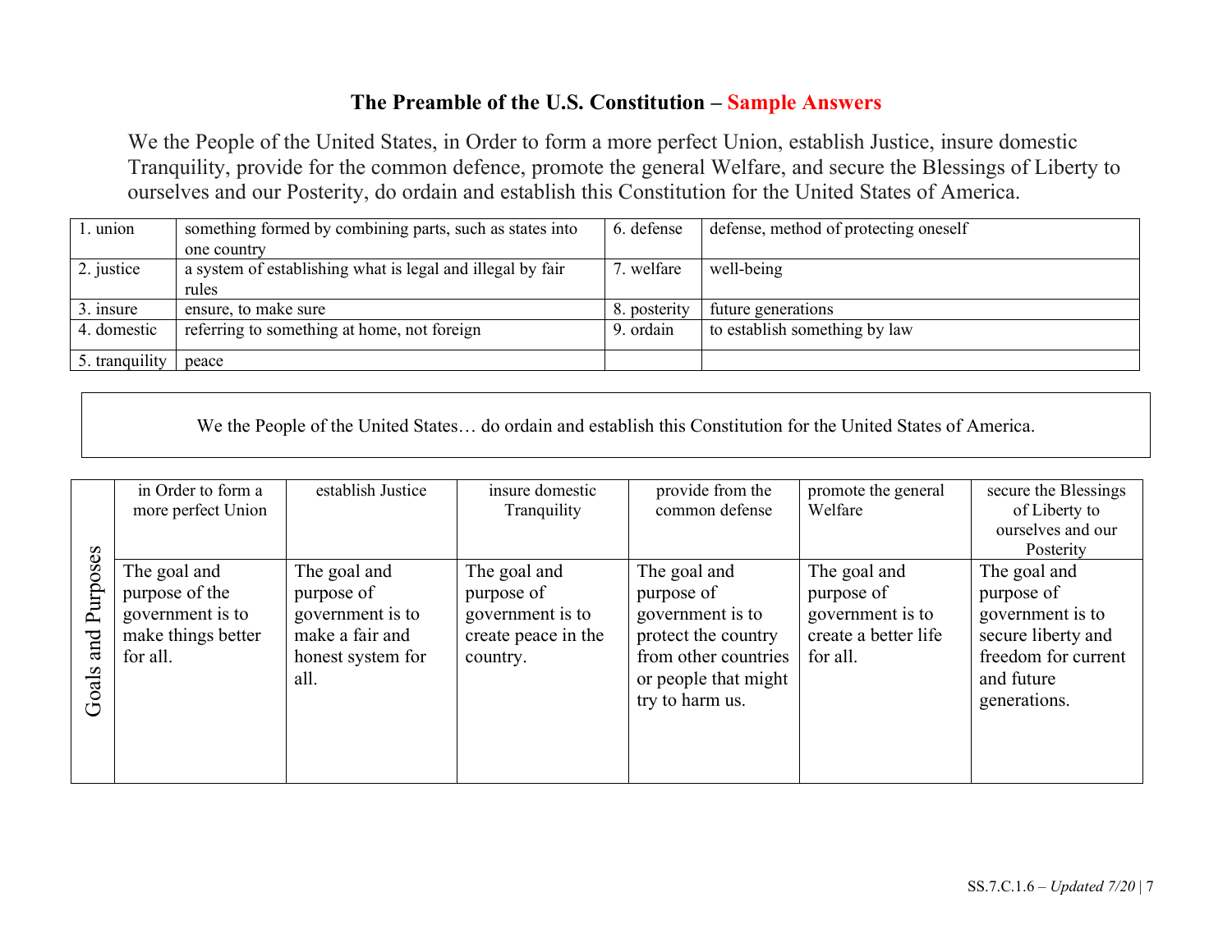# The Preamble of the U.S. Constitution – Sample Answers

We the People of the United States, in Order to form a more perfect Union, establish Justice, insure domestic Tranquility, provide for the common defence, promote the general Welfare, and secure the Blessings of Liberty to ourselves and our Posterity, do ordain and establish this Constitution for the United States of America.

| | | | |
|---|---|---|---|
| 1. union | something formed by combining parts, such as states into one country | 6. defense | defense, method of protecting oneself |
| 2. justice | a system of establishing what is legal and illegal by fair rules | 7. welfare | well-being |
| 3. insure | ensure, to make sure | 8. posterity | future generations |
| 4. domestic | referring to something at home, not foreign | 9. ordain | to establish something by law |
| 5. tranquility | peace | | |

We the People of the United States… do ordain and establish this Constitution for the United States of America.

| Goals and Purposes | in Order to form a more perfect Union | establish Justice | insure domestic Tranquility | provide from the common defense | promote the general Welfare | secure the Blessings of Liberty to ourselves and our Posterity |
|---|---|---|---|---|---|---|
| | The goal and purpose of the government is to make things better for all. | The goal and purpose of government is to make a fair and honest system for all. | The goal and purpose of government is to create peace in the country. | The goal and purpose of government is to protect the country from other countries or people that might try to harm us. | The goal and purpose of government is to create a better life for all. | The goal and purpose of government is to secure liberty and freedom for current and future generations. |

SS.7.C.1.6 – *Updated 7/20*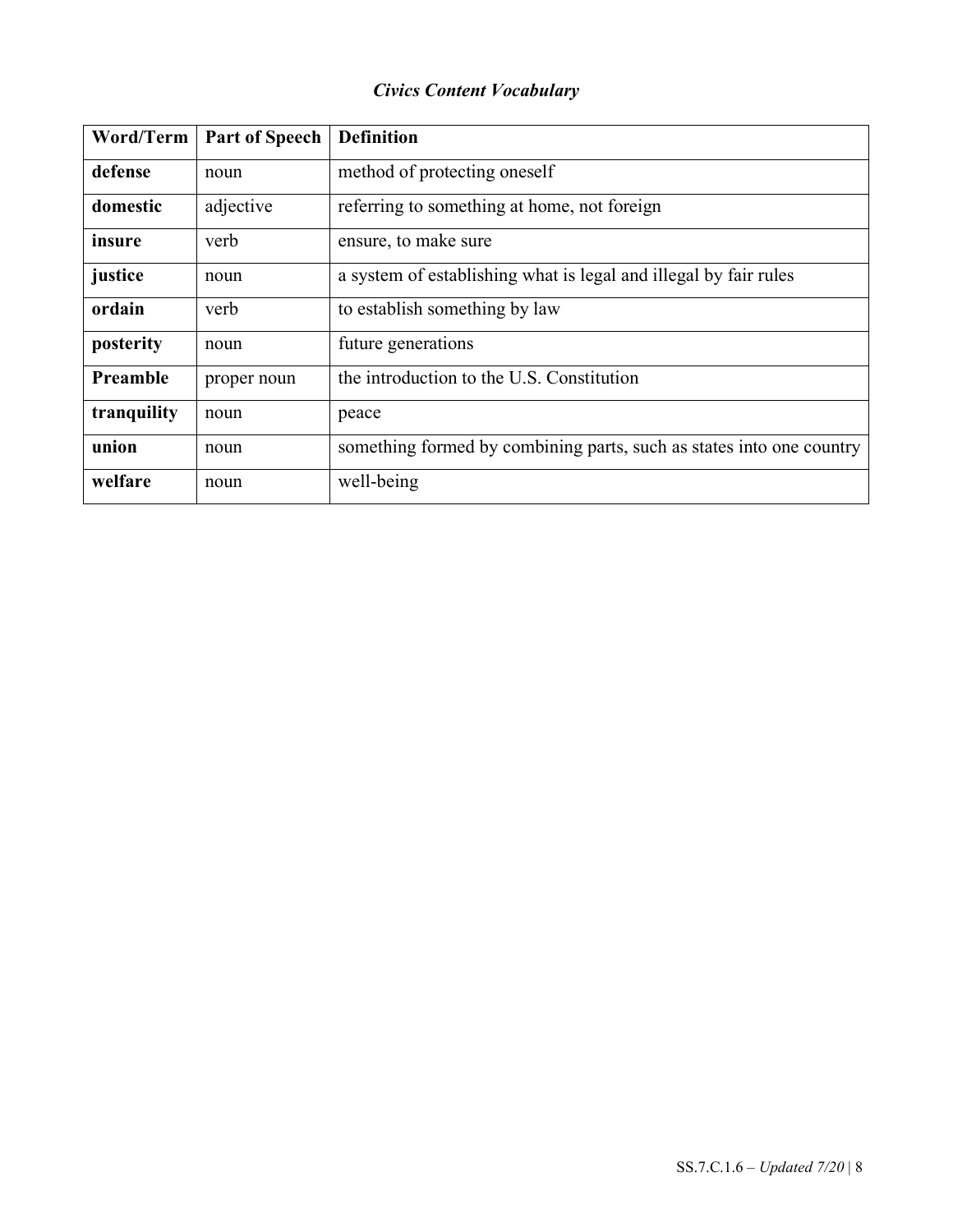## *Civics Content Vocabulary*

| Word/Term | Part of Speech | Definition |
|---|---|---|
| **defense** | noun | method of protecting oneself |
| **domestic** | adjective | referring to something at home, not foreign |
| **insure** | verb | ensure, to make sure |
| **justice** | noun | a system of establishing what is legal and illegal by fair rules |
| **ordain** | verb | to establish something by law |
| **posterity** | noun | future generations |
| **Preamble** | proper noun | the introduction to the U.S. Constitution |
| **tranquility** | noun | peace |
| **union** | noun | something formed by combining parts, such as states into one country |
| **welfare** | noun | well-being |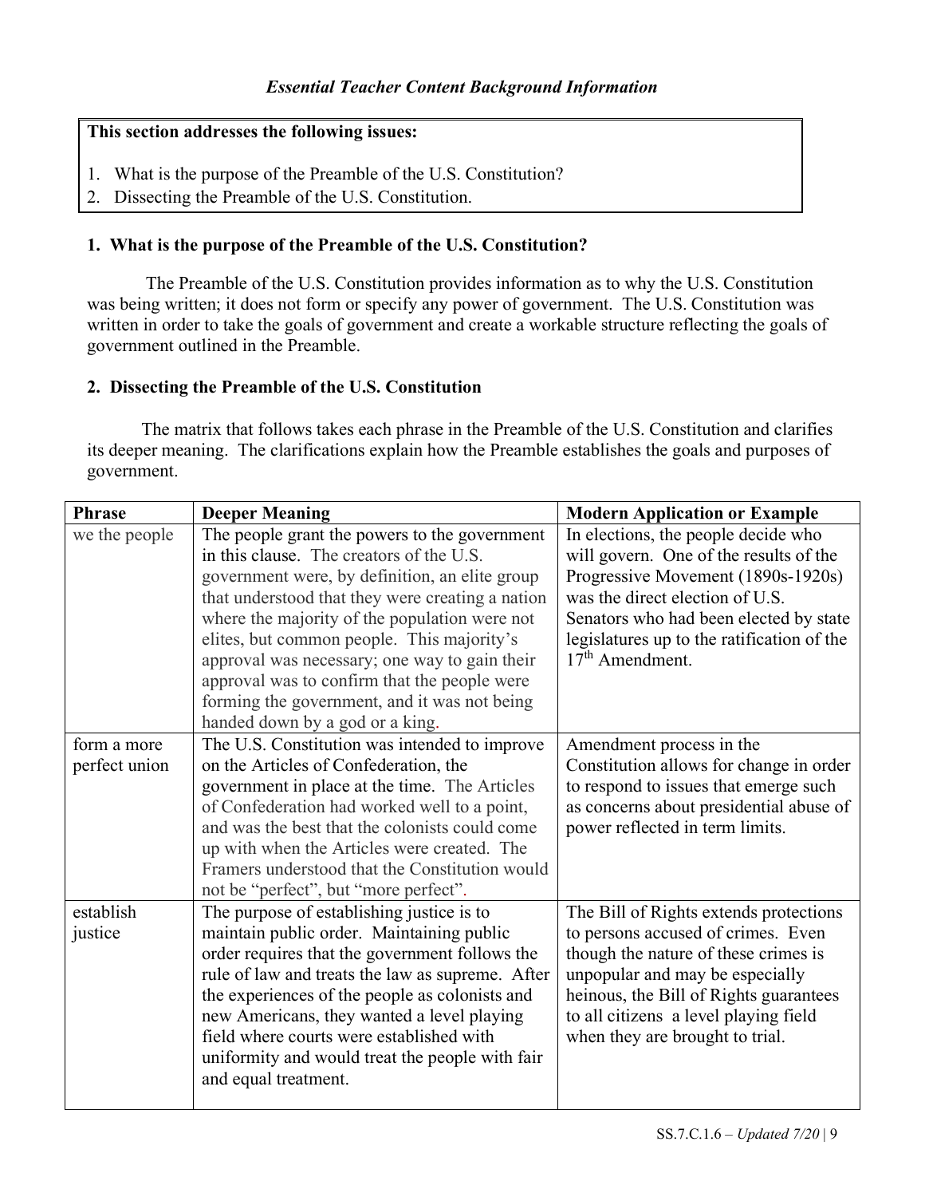*Essential Teacher Content Background Information*

**This section addresses the following issues:**

1. What is the purpose of the Preamble of the U.S. Constitution?
2. Dissecting the Preamble of the U.S. Constitution.

### 1. What is the purpose of the Preamble of the U.S. Constitution?

The Preamble of the U.S. Constitution provides information as to why the U.S. Constitution was being written; it does not form or specify any power of government. The U.S. Constitution was written in order to take the goals of government and create a workable structure reflecting the goals of government outlined in the Preamble.

### 2. Dissecting the Preamble of the U.S. Constitution

The matrix that follows takes each phrase in the Preamble of the U.S. Constitution and clarifies its deeper meaning. The clarifications explain how the Preamble establishes the goals and purposes of government.

| Phrase | Deeper Meaning | Modern Application or Example |
|---|---|---|
| we the people | The people grant the powers to the government in this clause. The creators of the U.S. government were, by definition, an elite group that understood that they were creating a nation where the majority of the population were not elites, but common people. This majority's approval was necessary; one way to gain their approval was to confirm that the people were forming the government, and it was not being handed down by a god or a king. | In elections, the people decide who will govern. One of the results of the Progressive Movement (1890s-1920s) was the direct election of U.S. Senators who had been elected by state legislatures up to the ratification of the 17th Amendment. |
| form a more perfect union | The U.S. Constitution was intended to improve on the Articles of Confederation, the government in place at the time. The Articles of Confederation had worked well to a point, and was the best that the colonists could come up with when the Articles were created. The Framers understood that the Constitution would not be "perfect", but "more perfect". | Amendment process in the Constitution allows for change in order to respond to issues that emerge such as concerns about presidential abuse of power reflected in term limits. |
| establish justice | The purpose of establishing justice is to maintain public order. Maintaining public order requires that the government follows the rule of law and treats the law as supreme. After the experiences of the people as colonists and new Americans, they wanted a level playing field where courts were established with uniformity and would treat the people with fair and equal treatment. | The Bill of Rights extends protections to persons accused of crimes. Even though the nature of these crimes is unpopular and may be especially heinous, the Bill of Rights guarantees to all citizens a level playing field when they are brought to trial. |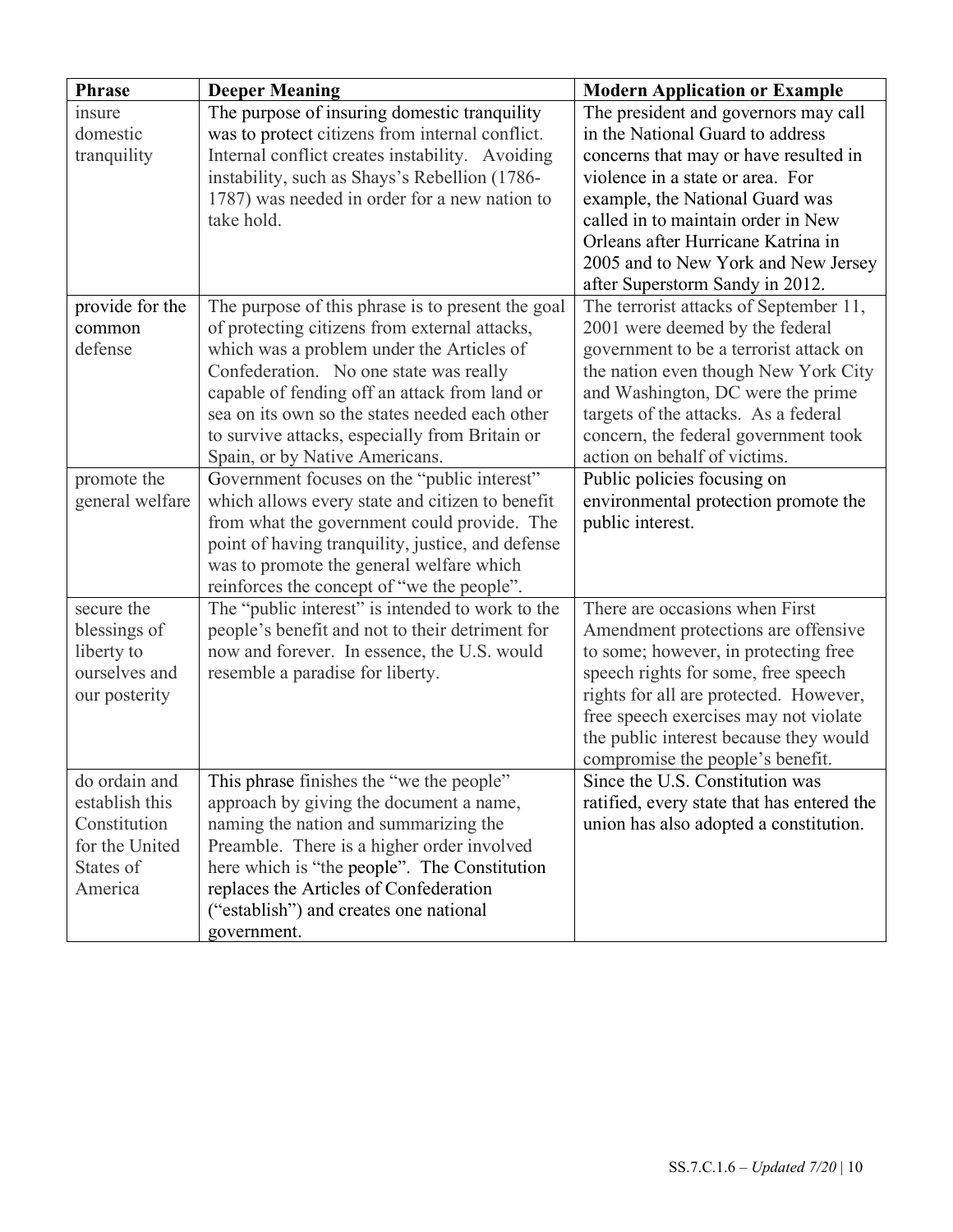| Phrase | Deeper Meaning | Modern Application or Example |
| --- | --- | --- |
| insure domestic tranquility | The purpose of insuring domestic tranquility was to protect citizens from internal conflict. Internal conflict creates instability. Avoiding instability, such as Shays's Rebellion (1786-1787) was needed in order for a new nation to take hold. | The president and governors may call in the National Guard to address concerns that may or have resulted in violence in a state or area. For example, the National Guard was called in to maintain order in New Orleans after Hurricane Katrina in 2005 and to New York and New Jersey after Superstorm Sandy in 2012. |
| provide for the common defense | The purpose of this phrase is to present the goal of protecting citizens from external attacks, which was a problem under the Articles of Confederation. No one state was really capable of fending off an attack from land or sea on its own so the states needed each other to survive attacks, especially from Britain or Spain, or by Native Americans. | The terrorist attacks of September 11, 2001 were deemed by the federal government to be a terrorist attack on the nation even though New York City and Washington, DC were the prime targets of the attacks. As a federal concern, the federal government took action on behalf of victims. |
| promote the general welfare | Government focuses on the "public interest" which allows every state and citizen to benefit from what the government could provide. The point of having tranquility, justice, and defense was to promote the general welfare which reinforces the concept of "we the people". | Public policies focusing on environmental protection promote the public interest. |
| secure the blessings of liberty to ourselves and our posterity | The "public interest" is intended to work to the people's benefit and not to their detriment for now and forever. In essence, the U.S. would resemble a paradise for liberty. | There are occasions when First Amendment protections are offensive to some; however, in protecting free speech rights for some, free speech rights for all are protected. However, free speech exercises may not violate the public interest because they would compromise the people's benefit. |
| do ordain and establish this Constitution for the United States of America | This phrase finishes the "we the people" approach by giving the document a name, naming the nation and summarizing the Preamble. There is a higher order involved here which is "the people". The Constitution replaces the Articles of Confederation ("establish") and creates one national government. | Since the U.S. Constitution was ratified, every state that has entered the union has also adopted a constitution. |